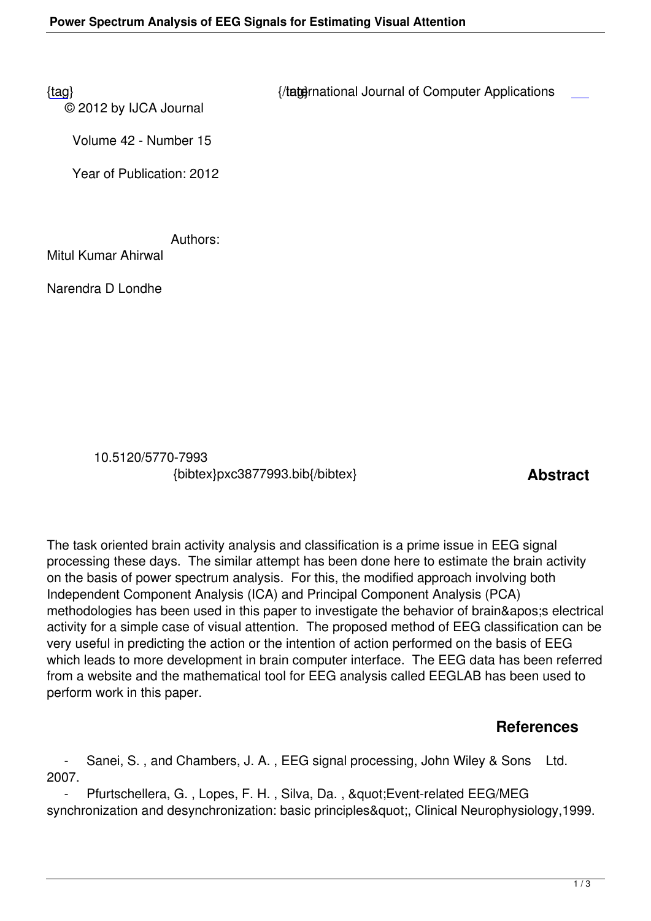{tag} {/tag} International Journal of Computer Applications

© 2012 by IJCA Journal

Volume 42 - Number 15

Year of Publication: 2012

Authors:

Mitul Kumar Ahirwal

Narendra D Londhe

10.5120/5770-7993

{bibtex}pxc3877993.bib{/bibtex}

## Abstract

The task oriented brain activity analysis and classification is a prime issue in EEG signal processing these days. The similar attempt has been done here to estimate the brain activity on the basis of power spectrum analysis. For this, the modified approach involving both Independent Component Analysis (ICA) and Principal Component Analysis (PCA) methodologies has been used in this paper to investigate the behavior of brain&apos;s electrical activity for a simple case of visual attention. The proposed method of EEG classification can be very useful in predicting the action or the intention of action performed on the basis of EEG which leads to more development in brain computer interface. The EEG data has been referred from a website and the mathematical tool for EEG analysis called EEGLAB has been used to perform work in this paper.

## References

- Sanei, S. , and Chambers, J. A. , EEG signal processing, John Wiley & Sons Ltd. 2007.
- Pfurtschellera, G. , Lopes, F. H. , Silva, Da. , &quot;Event-related EEG/MEG synchronization and desynchronization: basic principles&quot;, Clinical Neurophysiology,1999.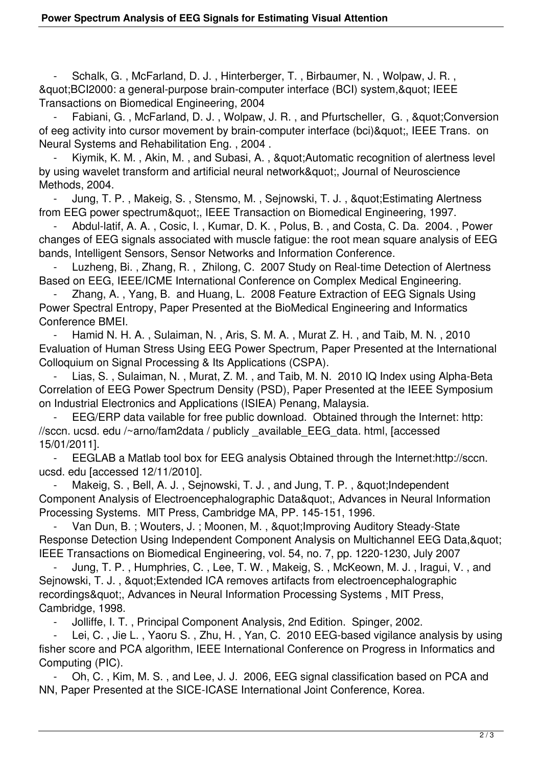- Schalk, G. , McFarland, D. J. , Hinterberger, T. , Birbaumer, N. , Wolpaw, J. R. , &quot;BCI2000: a general-purpose brain-computer interface (BCI) system,&quot; IEEE Transactions on Biomedical Engineering, 2004
- Fabiani, G. , McFarland, D. J. , Wolpaw, J. R. , and Pfurtscheller, G. , &quot;Conversion of eeg activity into cursor movement by brain-computer interface (bci)&quot;, IEEE Trans. on Neural Systems and Rehabilitation Eng. , 2004 .
- Kiymik, K. M. , Akin, M. , and Subasi, A. , &quot;Automatic recognition of alertness level by using wavelet transform and artificial neural network&quot;, Journal of Neuroscience Methods, 2004.
- Jung, T. P. , Makeig, S. , Stensmo, M. , Sejnowski, T. J. , &quot;Estimating Alertness from EEG power spectrum&quot;, IEEE Transaction on Biomedical Engineering, 1997.
- Abdul-latif, A. A. , Cosic, I. , Kumar, D. K. , Polus, B. , and Costa, C. Da. 2004. , Power changes of EEG signals associated with muscle fatigue: the root mean square analysis of EEG bands, Intelligent Sensors, Sensor Networks and Information Conference.
- Luzheng, Bi. , Zhang, R. , Zhilong, C. 2007 Study on Real-time Detection of Alertness Based on EEG, IEEE/ICME International Conference on Complex Medical Engineering.
- Zhang, A. , Yang, B. and Huang, L. 2008 Feature Extraction of EEG Signals Using Power Spectral Entropy, Paper Presented at the BioMedical Engineering and Informatics Conference BMEI.
- Hamid N. H. A. , Sulaiman, N. , Aris, S. M. A. , Murat Z. H. , and Taib, M. N. , 2010 Evaluation of Human Stress Using EEG Power Spectrum, Paper Presented at the International Colloquium on Signal Processing & Its Applications (CSPA).
- Lias, S. , Sulaiman, N. , Murat, Z. M. , and Taib, M. N. 2010 IQ Index using Alpha-Beta Correlation of EEG Power Spectrum Density (PSD), Paper Presented at the IEEE Symposium on Industrial Electronics and Applications (ISIEA) Penang, Malaysia.
- EEG/ERP data vailable for free public download. Obtained through the Internet: http: //sccn. ucsd. edu /~arno/fam2data / publicly _available_EEG_data. html, [accessed 15/01/2011].
- EEGLAB a Matlab tool box for EEG analysis Obtained through the Internet:http://sccn. ucsd. edu [accessed 12/11/2010].
- Makeig, S. , Bell, A. J. , Sejnowski, T. J. , and Jung, T. P. , &quot;Independent Component Analysis of Electroencephalographic Data&quot;, Advances in Neural Information Processing Systems. MIT Press, Cambridge MA, PP. 145-151, 1996.
- Van Dun, B. ; Wouters, J. ; Moonen, M. , &quot;Improving Auditory Steady-State Response Detection Using Independent Component Analysis on Multichannel EEG Data,&quot; IEEE Transactions on Biomedical Engineering, vol. 54, no. 7, pp. 1220-1230, July 2007
- Jung, T. P. , Humphries, C. , Lee, T. W. , Makeig, S. , McKeown, M. J. , Iragui, V. , and Sejnowski, T. J. , &quot;Extended ICA removes artifacts from electroencephalographic recordings&quot;, Advances in Neural Information Processing Systems , MIT Press, Cambridge, 1998.
- Jolliffe, I. T. , Principal Component Analysis, 2nd Edition. Spinger, 2002.
- Lei, C. , Jie L. , Yaoru S. , Zhu, H. , Yan, C. 2010 EEG-based vigilance analysis by using fisher score and PCA algorithm, IEEE International Conference on Progress in Informatics and Computing (PIC).
- Oh, C. , Kim, M. S. , and Lee, J. J. 2006, EEG signal classification based on PCA and NN, Paper Presented at the SICE-ICASE International Joint Conference, Korea.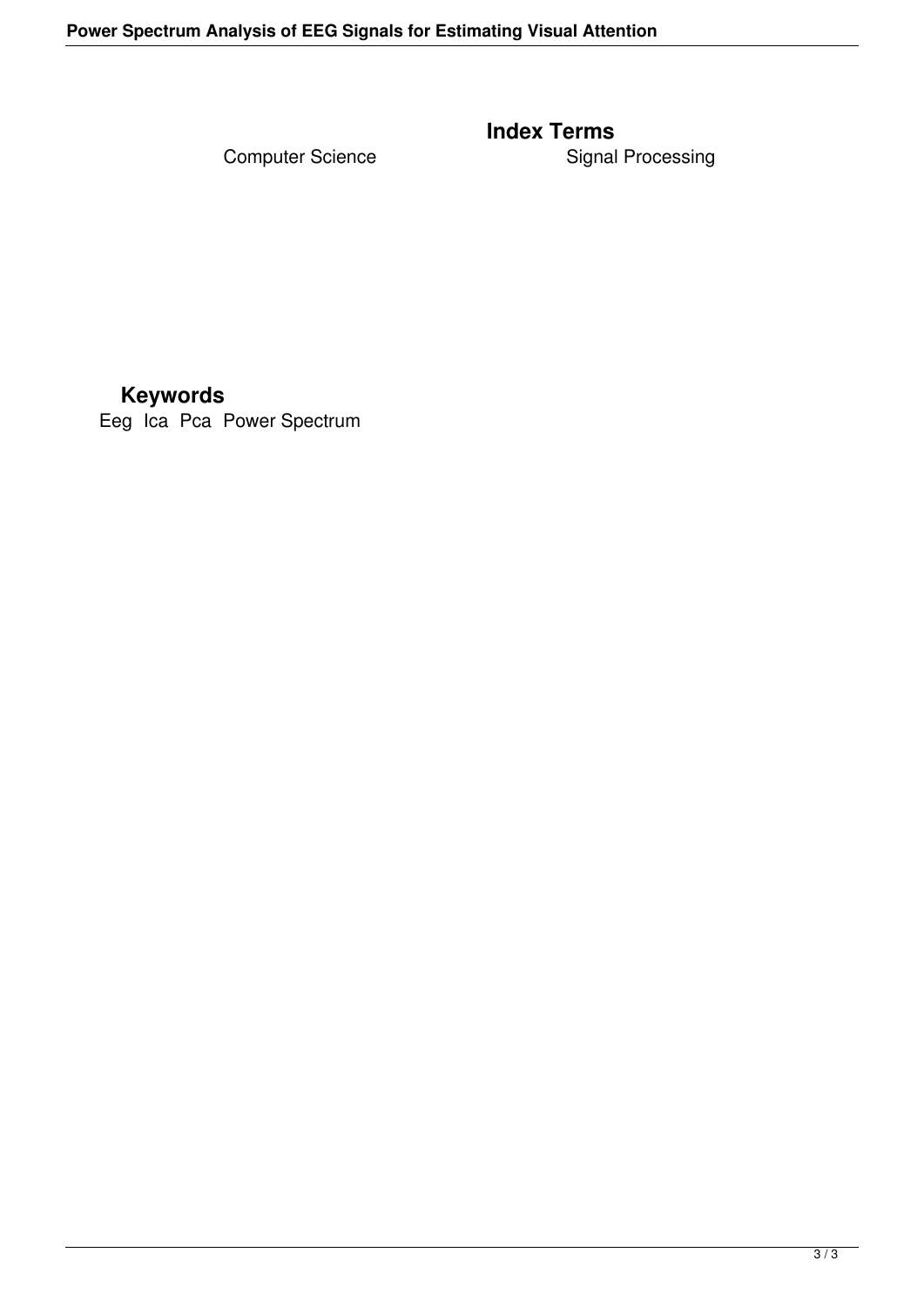## Index Terms

Computer Science

Signal Processing

## Keywords

Eeg Ica Pca Power Spectrum